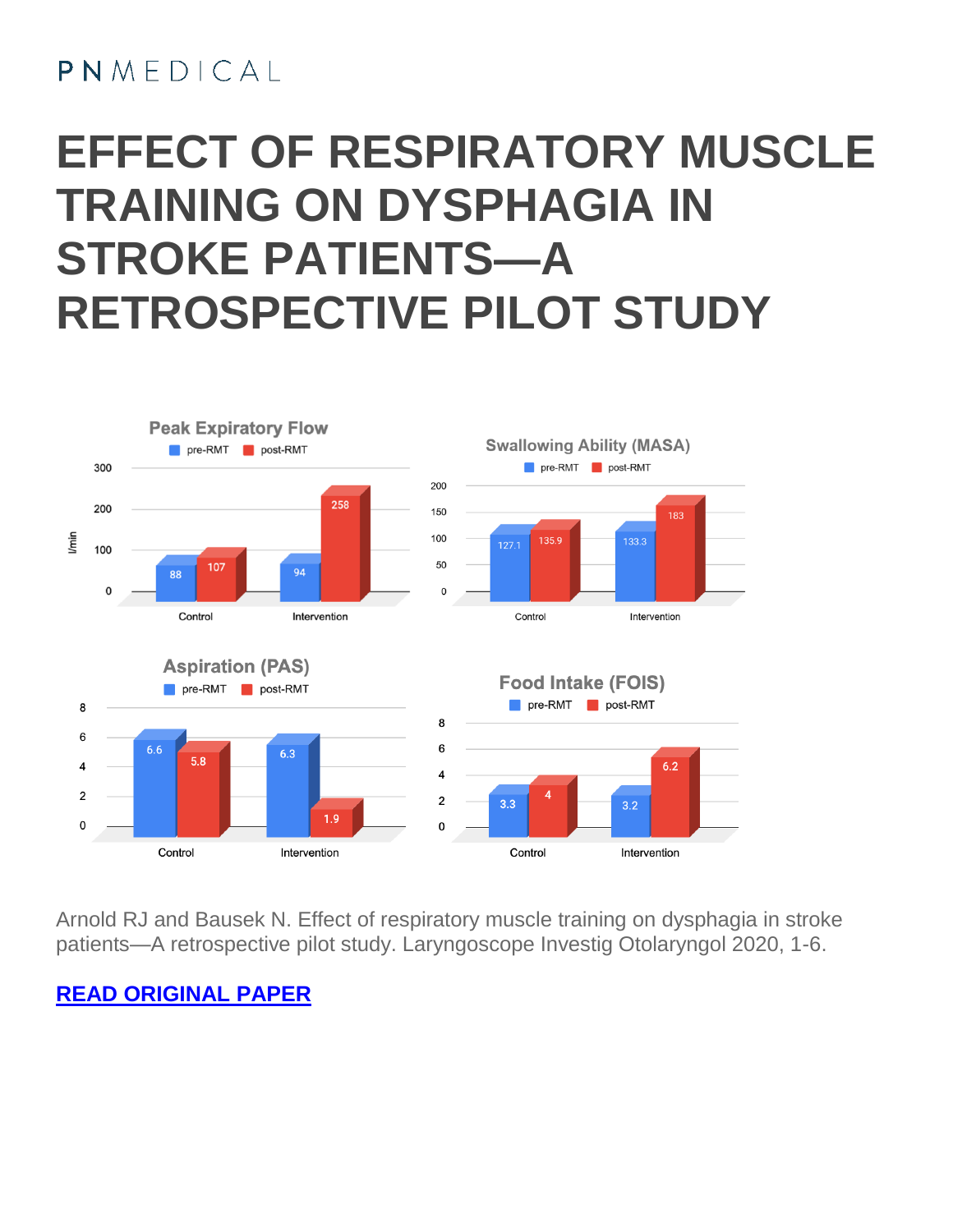PNMEDICAL

# EFFECT OF RESPIRATORY MUSCLE TRAINING ON DYSPHAGIA IN STROKE PATIENTS—A RETROSPECTIVE PILOT STUDY

**Peak Expiratory Flow** (l/min)

| | pre-RMT | post-RMT |
|---|---|---|
| Control | 88 | 107 |
| Intervention | 94 | 258 |

**Swallowing Ability (MASA)**

| | pre-RMT | post-RMT |
|---|---|---|
| Control | 127.1 | 135.9 |
| Intervention | 133.3 | 183 |

**Aspiration (PAS)**

| | pre-RMT | post-RMT |
|---|---|---|
| Control | 6.6 | 5.8 |
| Intervention | 6.3 | 1.9 |

**Food Intake (FOIS)**

| | pre-RMT | post-RMT |
|---|---|---|
| Control | 3.3 | 4 |
| Intervention | 3.2 | 6.2 |

Arnold RJ and Bausek N. Effect of respiratory muscle training on dysphagia in stroke patients—A retrospective pilot study. Laryngoscope Investig Otolaryngol 2020, 1-6.

**READ ORIGINAL PAPER**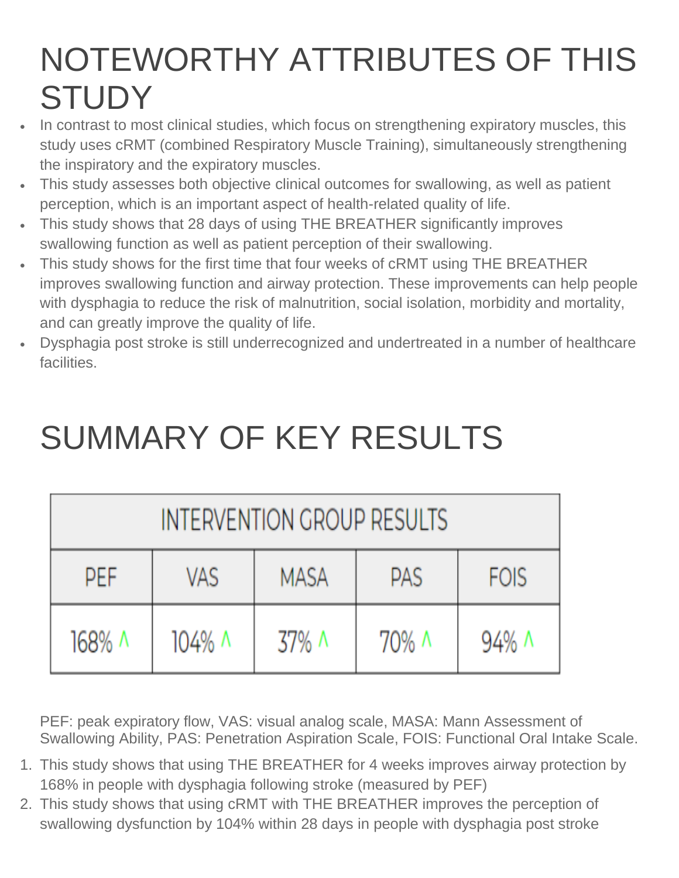# NOTEWORTHY ATTRIBUTES OF THIS STUDY

- In contrast to most clinical studies, which focus on strengthening expiratory muscles, this study uses cRMT (combined Respiratory Muscle Training), simultaneously strengthening the inspiratory and the expiratory muscles.
- This study assesses both objective clinical outcomes for swallowing, as well as patient perception, which is an important aspect of health-related quality of life.
- This study shows that 28 days of using THE BREATHER significantly improves swallowing function as well as patient perception of their swallowing.
- This study shows for the first time that four weeks of cRMT using THE BREATHER improves swallowing function and airway protection. These improvements can help people with dysphagia to reduce the risk of malnutrition, social isolation, morbidity and mortality, and can greatly improve the quality of life.
- Dysphagia post stroke is still underrecognized and undertreated in a number of healthcare facilities.

# SUMMARY OF KEY RESULTS

| INTERVENTION GROUP RESULTS | | | | |
|---|---|---|---|---|
| PEF | VAS | MASA | PAS | FOIS |
| 168% ^ | 104% ^ | 37% ^ | 70% ^ | 94% ^ |

PEF: peak expiratory flow, VAS: visual analog scale, MASA: Mann Assessment of Swallowing Ability, PAS: Penetration Aspiration Scale, FOIS: Functional Oral Intake Scale.

1. This study shows that using THE BREATHER for 4 weeks improves airway protection by 168% in people with dysphagia following stroke (measured by PEF)
2. This study shows that using cRMT with THE BREATHER improves the perception of swallowing dysfunction by 104% within 28 days in people with dysphagia post stroke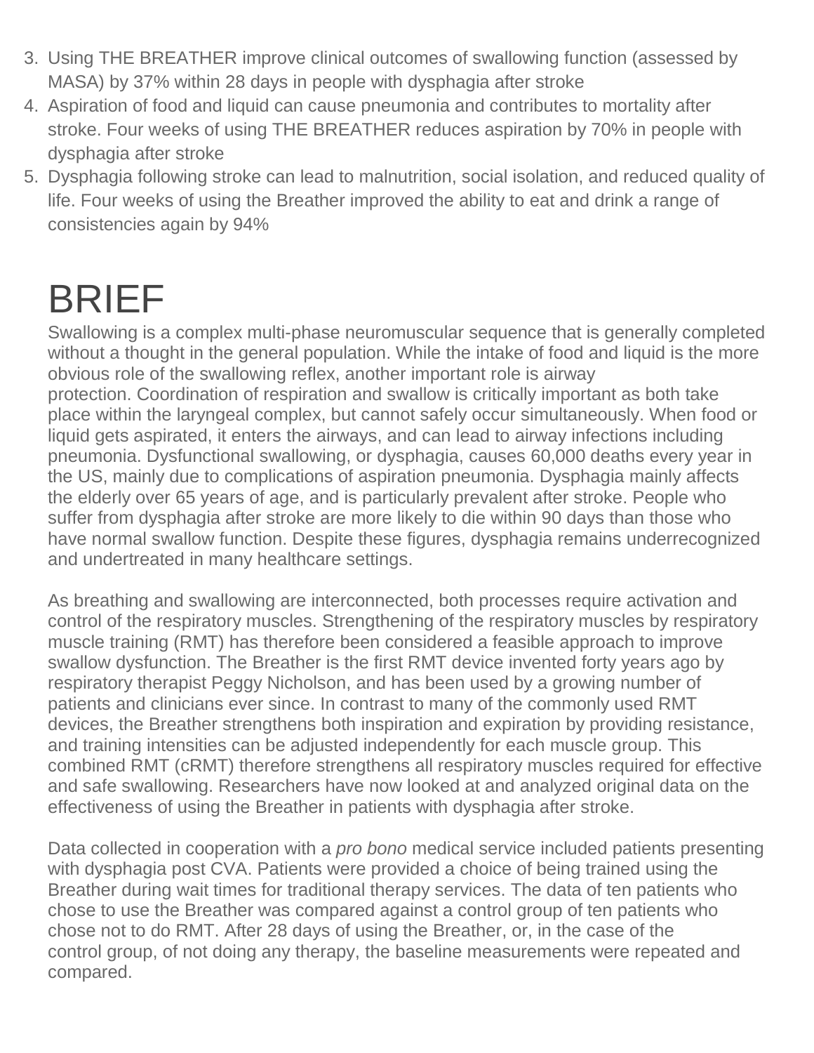3. Using THE BREATHER improve clinical outcomes of swallowing function (assessed by MASA) by 37% within 28 days in people with dysphagia after stroke
4. Aspiration of food and liquid can cause pneumonia and contributes to mortality after stroke. Four weeks of using THE BREATHER reduces aspiration by 70% in people with dysphagia after stroke
5. Dysphagia following stroke can lead to malnutrition, social isolation, and reduced quality of life. Four weeks of using the Breather improved the ability to eat and drink a range of consistencies again by 94%

# BRIEF

Swallowing is a complex multi-phase neuromuscular sequence that is generally completed without a thought in the general population. While the intake of food and liquid is the more obvious role of the swallowing reflex, another important role is airway protection. Coordination of respiration and swallow is critically important as both take place within the laryngeal complex, but cannot safely occur simultaneously. When food or liquid gets aspirated, it enters the airways, and can lead to airway infections including pneumonia. Dysfunctional swallowing, or dysphagia, causes 60,000 deaths every year in the US, mainly due to complications of aspiration pneumonia. Dysphagia mainly affects the elderly over 65 years of age, and is particularly prevalent after stroke. People who suffer from dysphagia after stroke are more likely to die within 90 days than those who have normal swallow function. Despite these figures, dysphagia remains underrecognized and undertreated in many healthcare settings.

As breathing and swallowing are interconnected, both processes require activation and control of the respiratory muscles. Strengthening of the respiratory muscles by respiratory muscle training (RMT) has therefore been considered a feasible approach to improve swallow dysfunction. The Breather is the first RMT device invented forty years ago by respiratory therapist Peggy Nicholson, and has been used by a growing number of patients and clinicians ever since. In contrast to many of the commonly used RMT devices, the Breather strengthens both inspiration and expiration by providing resistance, and training intensities can be adjusted independently for each muscle group. This combined RMT (cRMT) therefore strengthens all respiratory muscles required for effective and safe swallowing. Researchers have now looked at and analyzed original data on the effectiveness of using the Breather in patients with dysphagia after stroke.

Data collected in cooperation with a *pro bono* medical service included patients presenting with dysphagia post CVA. Patients were provided a choice of being trained using the Breather during wait times for traditional therapy services. The data of ten patients who chose to use the Breather was compared against a control group of ten patients who chose not to do RMT. After 28 days of using the Breather, or, in the case of the control group, of not doing any therapy, the baseline measurements were repeated and compared.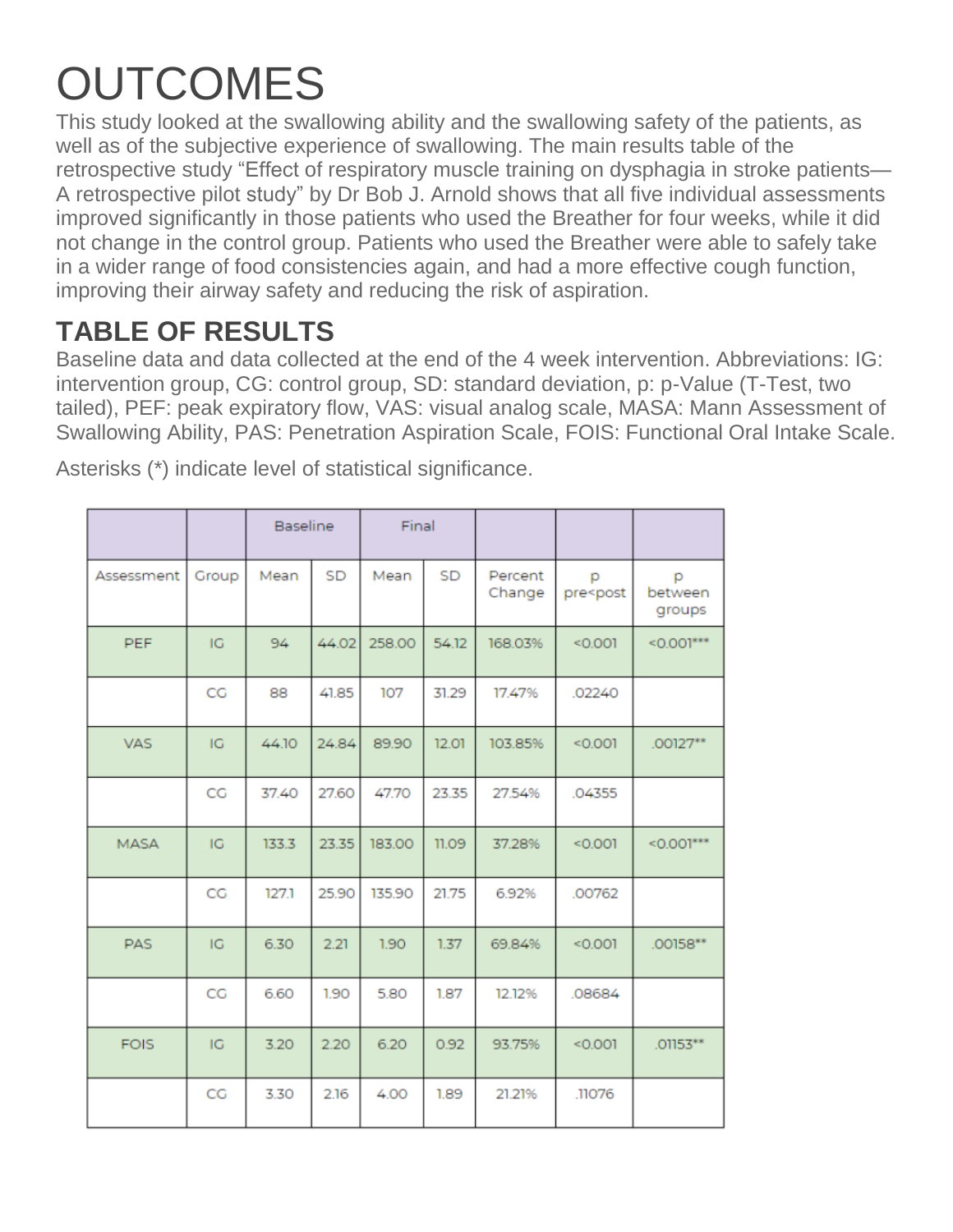# OUTCOMES

This study looked at the swallowing ability and the swallowing safety of the patients, as well as of the subjective experience of swallowing. The main results table of the retrospective study “Effect of respiratory muscle training on dysphagia in stroke patients—A retrospective pilot study” by Dr Bob J. Arnold shows that all five individual assessments improved significantly in those patients who used the Breather for four weeks, while it did not change in the control group. Patients who used the Breather were able to safely take in a wider range of food consistencies again, and had a more effective cough function, improving their airway safety and reducing the risk of aspiration.

## TABLE OF RESULTS

Baseline data and data collected at the end of the 4 week intervention. Abbreviations: IG: intervention group, CG: control group, SD: standard deviation, p: p-Value (T-Test, two tailed), PEF: peak expiratory flow, VAS: visual analog scale, MASA: Mann Assessment of Swallowing Ability, PAS: Penetration Aspiration Scale, FOIS: Functional Oral Intake Scale.

Asterisks (*) indicate level of statistical significance.

| | | Baseline | | Final | | | | |
|---|---|---|---|---|---|---|---|---|
| Assessment | Group | Mean | SD | Mean | SD | Percent Change | p pre<post | p between groups |
| PEF | IG | 94 | 44.02 | 258.00 | 54.12 | 168.03% | <0.001 | <0.001*** |
| | CG | 88 | 41.85 | 107 | 31.29 | 17.47% | .02240 | |
| VAS | IG | 44.10 | 24.84 | 89.90 | 12.01 | 103.85% | <0.001 | .00127** |
| | CG | 37.40 | 27.60 | 47.70 | 23.35 | 27.54% | .04355 | |
| MASA | IG | 133.3 | 23.35 | 183.00 | 11.09 | 37.28% | <0.001 | <0.001*** |
| | CG | 127.1 | 25.90 | 135.90 | 21.75 | 6.92% | .00762 | |
| PAS | IG | 6.30 | 2.21 | 1.90 | 1.37 | 69.84% | <0.001 | .00158** |
| | CG | 6.60 | 1.90 | 5.80 | 1.87 | 12.12% | .08684 | |
| FOIS | IG | 3.20 | 2.20 | 6.20 | 0.92 | 93.75% | <0.001 | .01153** |
| | CG | 3.30 | 2.16 | 4.00 | 1.89 | 21.21% | .11076 | |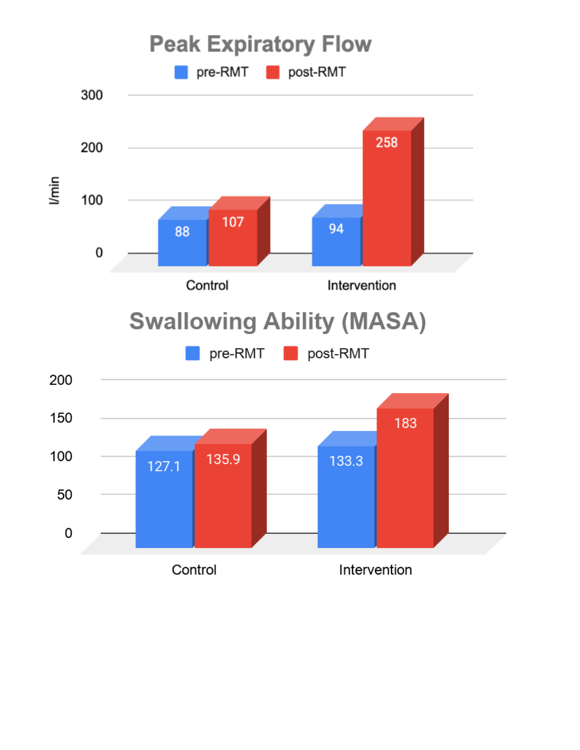## Peak Expiratory Flow

| | pre-RMT | post-RMT |
|---|---|---|
| Control | 88 | 107 |
| Intervention | 94 | 258 |

(l/min)

## Swallowing Ability (MASA)

| | pre-RMT | post-RMT |
|---|---|---|
| Control | 127.1 | 135.9 |
| Intervention | 133.3 | 183 |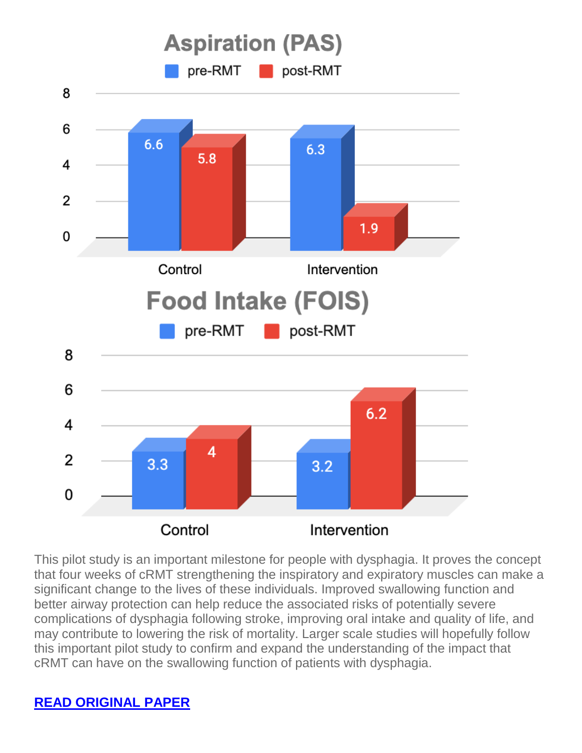Aspiration (PAS)

pre-RMT post-RMT

8
6
4
2
0

6.6
5.8
6.3
1.9

Control
Intervention

Food Intake (FOIS)

pre-RMT post-RMT

8
6
4
2
0

3.3
4
3.2
6.2

Control
Intervention

This pilot study is an important milestone for people with dysphagia. It proves the concept that four weeks of cRMT strengthening the inspiratory and expiratory muscles can make a significant change to the lives of these individuals. Improved swallowing function and better airway protection can help reduce the associated risks of potentially severe complications of dysphagia following stroke, improving oral intake and quality of life, and may contribute to lowering the risk of mortality. Larger scale studies will hopefully follow this important pilot study to confirm and expand the understanding of the impact that cRMT can have on the swallowing function of patients with dysphagia.

**READ ORIGINAL PAPER**